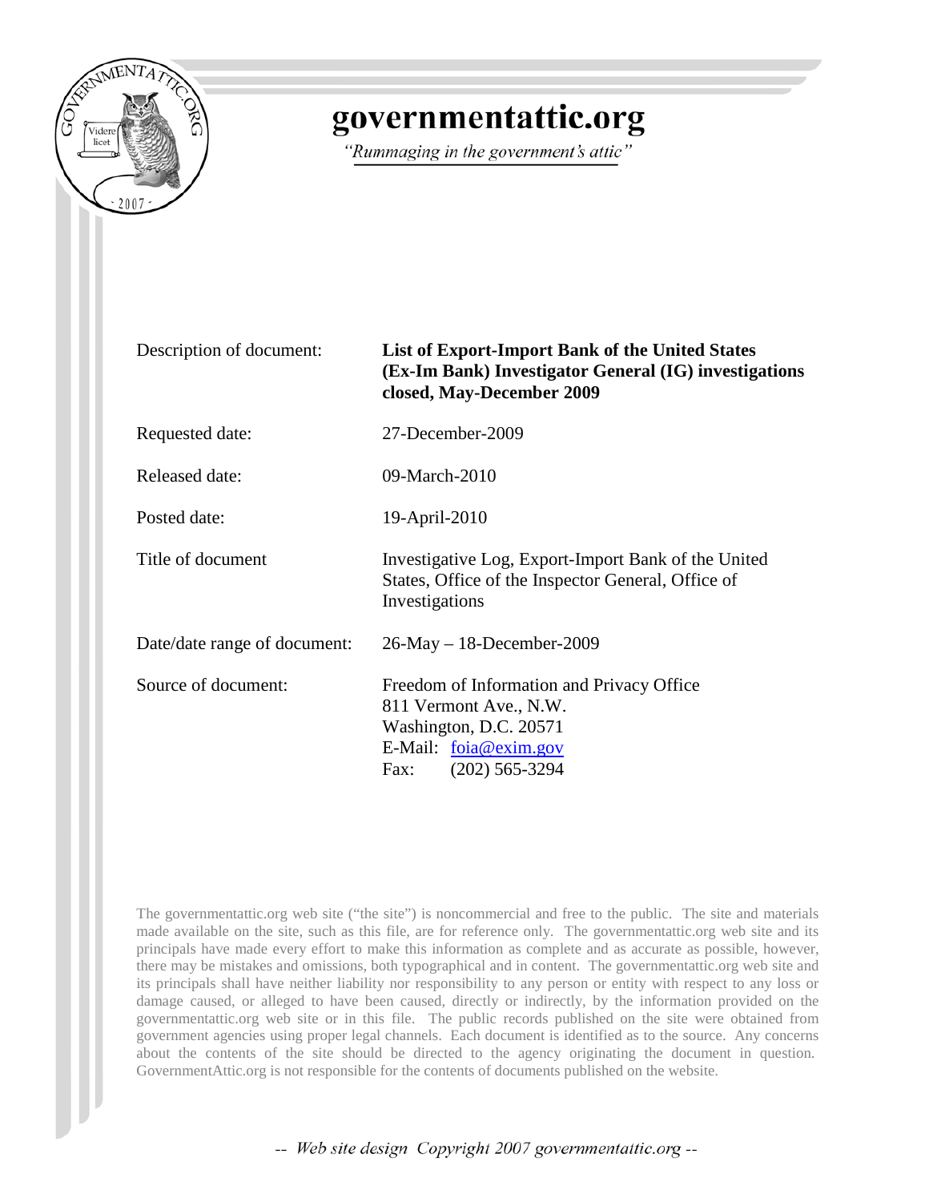# governmentattic.org

*"Rummaging in the government's attic"*

| | |
|---|---|
| Description of document: | **List of Export-Import Bank of the United States (Ex-Im Bank) Investigator General (IG) investigations closed, May-December 2009** |
| Requested date: | 27-December-2009 |
| Released date: | 09-March-2010 |
| Posted date: | 19-April-2010 |
| Title of document | Investigative Log, Export-Import Bank of the United States, Office of the Inspector General, Office of Investigations |
| Date/date range of document: | 26-May – 18-December-2009 |
| Source of document: | Freedom of Information and Privacy Office<br>811 Vermont Ave., N.W.<br>Washington, D.C. 20571<br>E-Mail: foia@exim.gov<br>Fax: (202) 565-3294 |

The governmentattic.org web site ("the site") is noncommercial and free to the public. The site and materials made available on the site, such as this file, are for reference only. The governmentattic.org web site and its principals have made every effort to make this information as complete and as accurate as possible, however, there may be mistakes and omissions, both typographical and in content. The governmentattic.org web site and its principals shall have neither liability nor responsibility to any person or entity with respect to any loss or damage caused, or alleged to have been caused, directly or indirectly, by the information provided on the governmentattic.org web site or in this file. The public records published on the site were obtained from government agencies using proper legal channels. Each document is identified as to the source. Any concerns about the contents of the site should be directed to the agency originating the document in question. GovernmentAttic.org is not responsible for the contents of documents published on the website.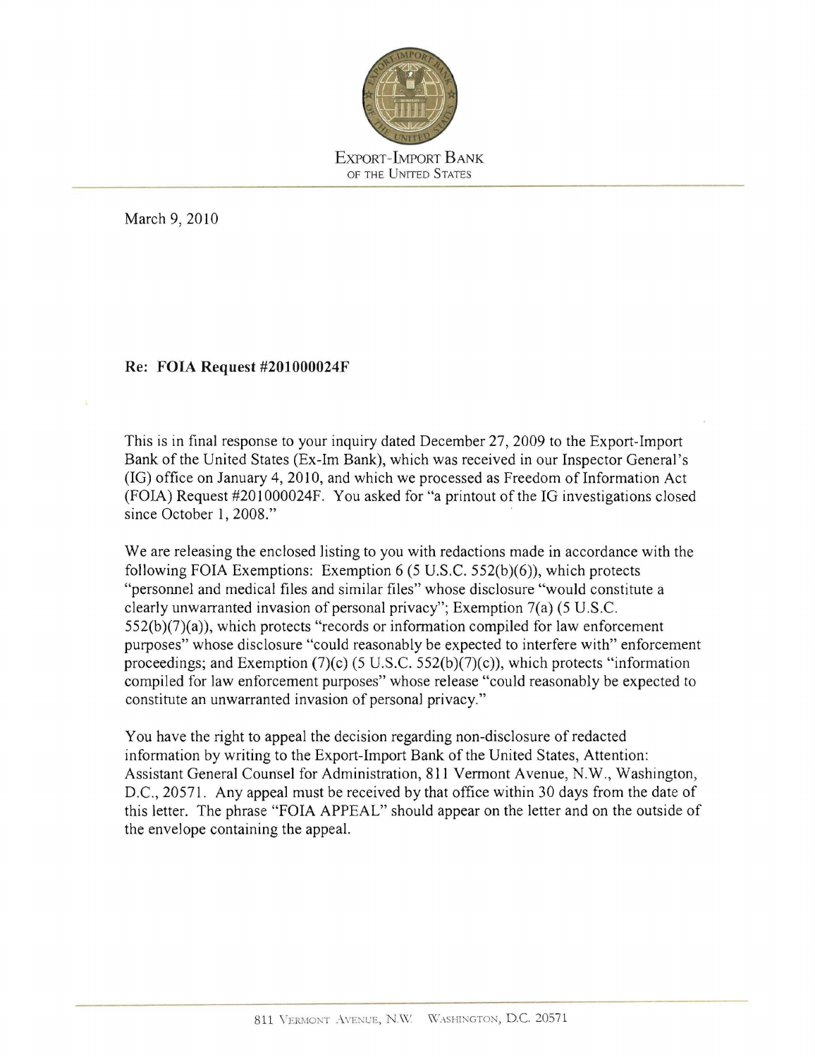EXPORT-IMPORT BANK
OF THE UNITED STATES

March 9, 2010

**Re: FOIA Request #201000024F**

This is in final response to your inquiry dated December 27, 2009 to the Export-Import Bank of the United States (Ex-Im Bank), which was received in our Inspector General's (IG) office on January 4, 2010, and which we processed as Freedom of Information Act (FOIA) Request #201000024F. You asked for "a printout of the IG investigations closed since October 1, 2008."

We are releasing the enclosed listing to you with redactions made in accordance with the following FOIA Exemptions: Exemption 6 (5 U.S.C. 552(b)(6)), which protects "personnel and medical files and similar files" whose disclosure "would constitute a clearly unwarranted invasion of personal privacy"; Exemption 7(a) (5 U.S.C. 552(b)(7)(a)), which protects "records or information compiled for law enforcement purposes" whose disclosure "could reasonably be expected to interfere with" enforcement proceedings; and Exemption (7)(c) (5 U.S.C. 552(b)(7)(c)), which protects "information compiled for law enforcement purposes" whose release "could reasonably be expected to constitute an unwarranted invasion of personal privacy."

You have the right to appeal the decision regarding non-disclosure of redacted information by writing to the Export-Import Bank of the United States, Attention: Assistant General Counsel for Administration, 811 Vermont Avenue, N.W., Washington, D.C., 20571. Any appeal must be received by that office within 30 days from the date of this letter. The phrase "FOIA APPEAL" should appear on the letter and on the outside of the envelope containing the appeal.

811 VERMONT AVENUE, N.W. WASHINGTON, D.C. 20571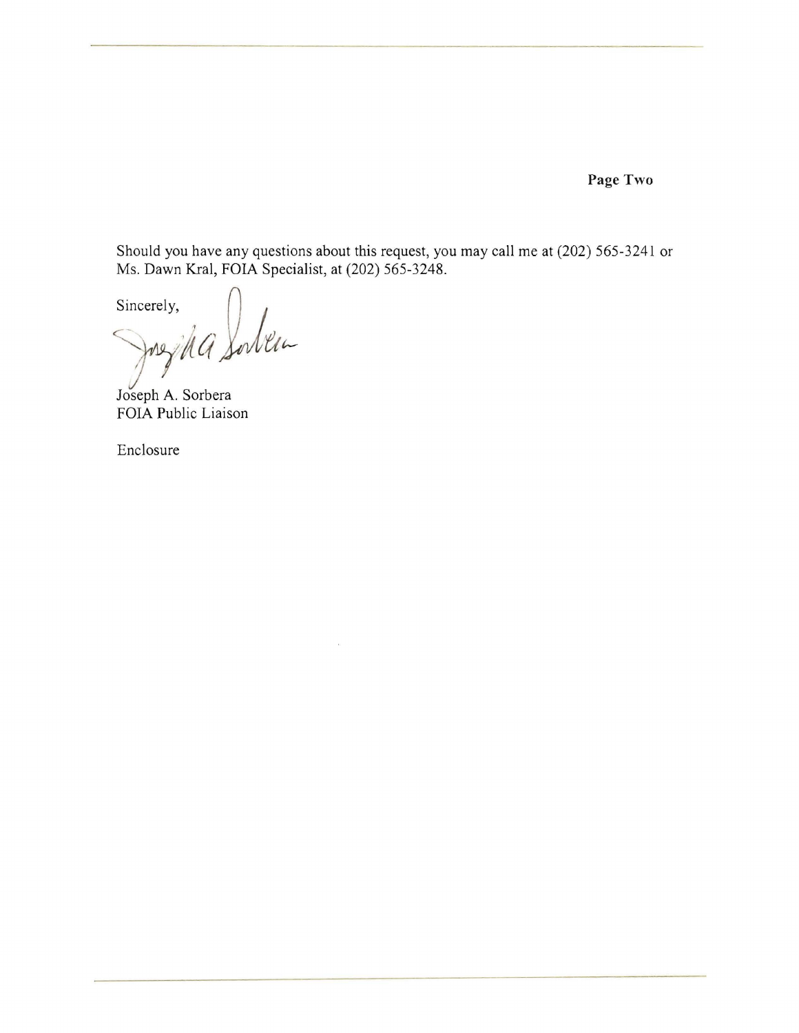Should you have any questions about this request, you may call me at (202) 565-3241 or Ms. Dawn Kral, FOIA Specialist, at (202) 565-3248.

Sincerely,

Joseph A. Sorbera
FOIA Public Liaison

Enclosure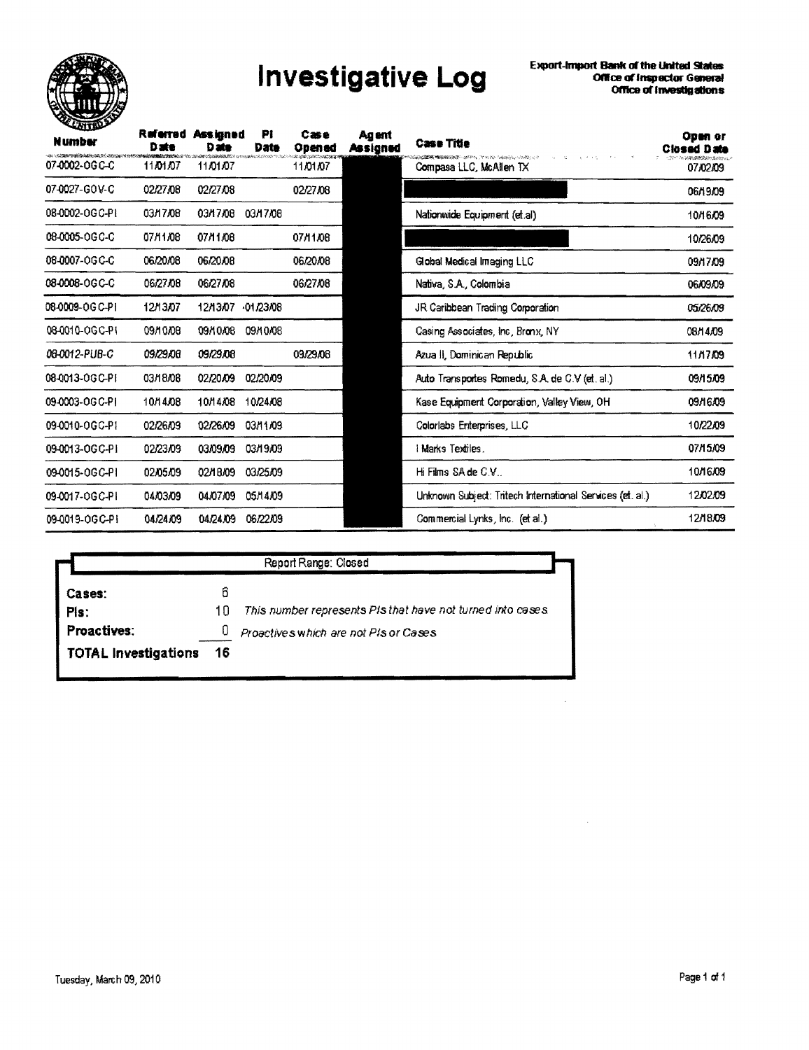# Investigative Log

**Export-Import Bank of the United States**
**Office of Inspector General**
**Office of Investigations**

| Number | Referred Date | Assigned Date | PI Date | Case Opened | Agent Assigned | Case Title | Open or Closed Date |
|---|---|---|---|---|---|---|---|
| 07-0002-OGC-C | 11/01/07 | 11/01/07 | | 11/01/07 | | Compasa LLC, McAllen TX | 07/02/09 |
| 07-0027-GOV-C | 02/27/08 | 02/27/08 | | 02/27/08 | | | 06/19/09 |
| 08-0002-OGC-PI | 03/17/08 | 03/17/08 | 03/17/08 | | | Nationwide Equipment (et.al) | 10/16/09 |
| 08-0005-OGC-C | 07/11/08 | 07/11/08 | | 07/11/08 | | | 10/26/09 |
| 08-0007-OGC-C | 06/20/08 | 06/20/08 | | 06/20/08 | | Global Medical Imaging LLC | 09/17/09 |
| 08-0008-OGC-C | 06/27/08 | 06/27/08 | | 06/27/08 | | Nativa, S.A., Colombia | 06/09/09 |
| 08-0009-OGC-PI | 12/13/07 | 12/13/07 | 01/23/08 | | | JR Caribbean Trading Corporation | 05/26/09 |
| 08-0010-OGC-PI | 09/10/08 | 09/10/08 | 09/10/08 | | | Casing Associates, Inc, Bronx, NY | 08/14/09 |
| *08-0012-PUB-C* | *09/29/08* | *09/29/08* | | *09/29/08* | | Azua II, Dominican Republic | 11/17/09 |
| 08-0013-OGC-PI | 03/18/08 | 02/20/09 | 02/20/09 | | | Auto Transportes Romedu, S.A. de C.V (et. al.) | 09/15/09 |
| 09-0003-OGC-PI | 10/14/08 | 10/14/08 | 10/24/08 | | | Kase Equipment Corporation, Valley View, OH | 09/16/09 |
| 09-0010-OGC-PI | 02/26/09 | 02/26/09 | 03/11/09 | | | Colorlabs Enterprises, LLC | 10/22/09 |
| 09-0013-OGC-PI | 02/23/09 | 03/09/09 | 03/19/09 | | | I Marks Textiles. | 07/15/09 |
| 09-0015-OGC-PI | 02/05/09 | 02/18/09 | 03/25/09 | | | Hi Films SA de C.V.. | 10/16/09 |
| 09-0017-OGC-PI | 04/03/09 | 04/07/09 | 05/14/09 | | | Unknown Subject: Tritech International Services (et. al.) | 12/02/09 |
| 09-0019-OGC-PI | 04/24/09 | 04/24/09 | 06/22/09 | | | Commercial Lynks, Inc. (et al.) | 12/18/09 |

Report Range: Closed

| | | |
|---|---|---|
| **Cases:** | 6 | |
| **PIs:** | 10 | *This number represents PIs that have not turned into cases* |
| **Proactives:** | 0 | *Proactives which are not PIs or Cases* |
| **TOTAL Investigations** | **16** | |

Tuesday, March 09, 2010